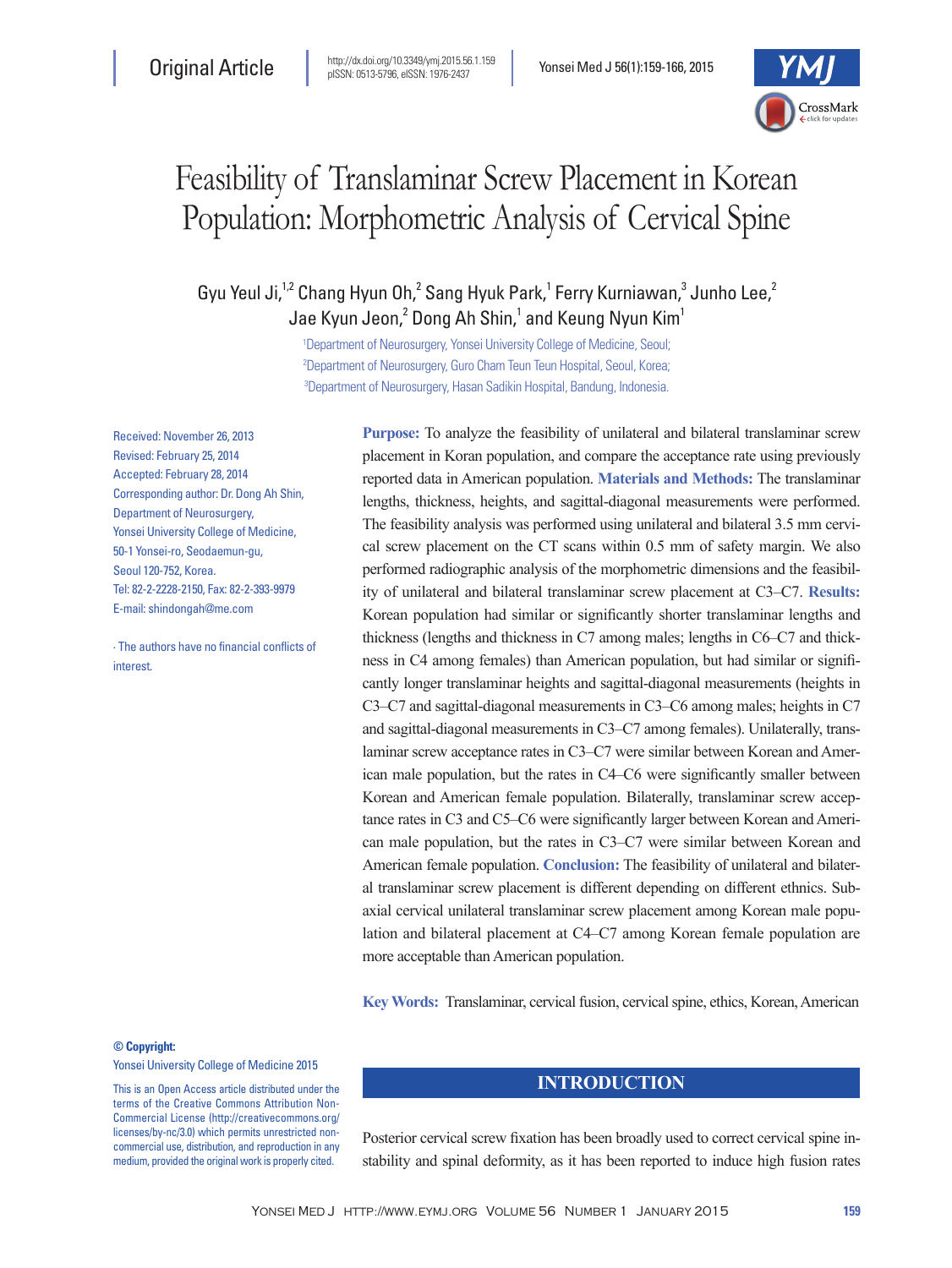Original Article

http://dx.doi.org/10.3349/ymj.2015.56.1.159
pISSN: 0513-5796, eISSN: 1976-2437

# Feasibility of Translaminar Screw Placement in Korean Population: Morphometric Analysis of Cervical Spine

Gyu Yeul Ji,[1,2] Chang Hyun Oh,[2] Sang Hyuk Park,[1] Ferry Kurniawan,[3] Junho Lee,[2] Jae Kyun Jeon,[2] Dong Ah Shin,[1] and Keung Nyun Kim[1]

[1]Department of Neurosurgery, Yonsei University College of Medicine, Seoul;
[2]Department of Neurosurgery, Guro Cham Teun Teun Hospital, Seoul, Korea;
[3]Department of Neurosurgery, Hasan Sadikin Hospital, Bandung, Indonesia.

Received: November 26, 2013
Revised: February 25, 2014
Accepted: February 28, 2014
Corresponding author: Dr. Dong Ah Shin, Department of Neurosurgery, Yonsei University College of Medicine, 50-1 Yonsei-ro, Seodaemun-gu, Seoul 120-752, Korea.
Tel: 82-2-2228-2150, Fax: 82-2-393-9979
E-mail: shindongah@me.com

∙ The authors have no financial conflicts of interest.

**Purpose:** To analyze the feasibility of unilateral and bilateral translaminar screw placement in Koran population, and compare the acceptance rate using previously reported data in American population. **Materials and Methods:** The translaminar lengths, thickness, heights, and sagittal-diagonal measurements were performed. The feasibility analysis was performed using unilateral and bilateral 3.5 mm cervical screw placement on the CT scans within 0.5 mm of safety margin. We also performed radiographic analysis of the morphometric dimensions and the feasibility of unilateral and bilateral translaminar screw placement at C3–C7. **Results:** Korean population had similar or significantly shorter translaminar lengths and thickness (lengths and thickness in C7 among males; lengths in C6–C7 and thickness in C4 among females) than American population, but had similar or significantly longer translaminar heights and sagittal-diagonal measurements (heights in C3–C7 and sagittal-diagonal measurements in C3–C6 among males; heights in C7 and sagittal-diagonal measurements in C3–C7 among females). Unilaterally, translaminar screw acceptance rates in C3–C7 were similar between Korean and American male population, but the rates in C4–C6 were significantly smaller between Korean and American female population. Bilaterally, translaminar screw acceptance rates in C3 and C5–C6 were significantly larger between Korean and American male population, but the rates in C3–C7 were similar between Korean and American female population. **Conclusion:** The feasibility of unilateral and bilateral translaminar screw placement is different depending on different ethnics. Subaxial cervical unilateral translaminar screw placement among Korean male population and bilateral placement at C4–C7 among Korean female population are more acceptable than American population.

**Key Words:** Translaminar, cervical fusion, cervical spine, ethics, Korean, American

**© Copyright:**
Yonsei University College of Medicine 2015

This is an Open Access article distributed under the terms of the Creative Commons Attribution Non-Commercial License (http://creativecommons.org/licenses/by-nc/3.0) which permits unrestricted non-commercial use, distribution, and reproduction in any medium, provided the original work is properly cited.

## INTRODUCTION

Posterior cervical screw fixation has been broadly used to correct cervical spine instability and spinal deformity, as it has been reported to induce high fusion rates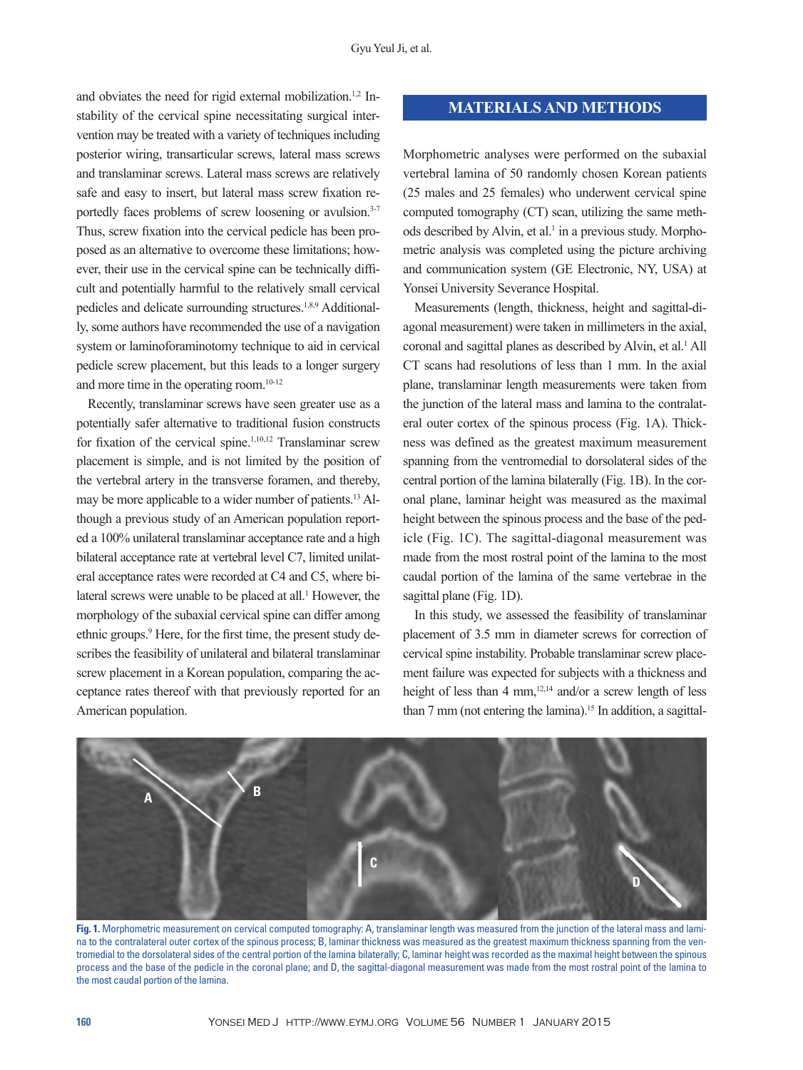and obviates the need for rigid external mobilization.[1,2] Instability of the cervical spine necessitating surgical intervention may be treated with a variety of techniques including posterior wiring, transarticular screws, lateral mass screws and translaminar screws. Lateral mass screws are relatively safe and easy to insert, but lateral mass screw fixation reportedly faces problems of screw loosening or avulsion.[3-7] Thus, screw fixation into the cervical pedicle has been proposed as an alternative to overcome these limitations; however, their use in the cervical spine can be technically difficult and potentially harmful to the relatively small cervical pedicles and delicate surrounding structures.[1,8,9] Additionally, some authors have recommended the use of a navigation system or laminoforaminotomy technique to aid in cervical pedicle screw placement, but this leads to a longer surgery and more time in the operating room.[10-12]

Recently, translaminar screws have seen greater use as a potentially safer alternative to traditional fusion constructs for fixation of the cervical spine.[1,10,12] Translaminar screw placement is simple, and is not limited by the position of the vertebral artery in the transverse foramen, and thereby, may be more applicable to a wider number of patients.[13] Although a previous study of an American population reported a 100% unilateral translaminar acceptance rate and a high bilateral acceptance rate at vertebral level C7, limited unilateral acceptance rates were recorded at C4 and C5, where bilateral screws were unable to be placed at all.[1] However, the morphology of the subaxial cervical spine can differ among ethnic groups.[9] Here, for the first time, the present study describes the feasibility of unilateral and bilateral translaminar screw placement in a Korean population, comparing the acceptance rates thereof with that previously reported for an American population.

## MATERIALS AND METHODS

Morphometric analyses were performed on the subaxial vertebral lamina of 50 randomly chosen Korean patients (25 males and 25 females) who underwent cervical spine computed tomography (CT) scan, utilizing the same methods described by Alvin, et al.[1] in a previous study. Morphometric analysis was completed using the picture archiving and communication system (GE Electronic, NY, USA) at Yonsei University Severance Hospital.

Measurements (length, thickness, height and sagittal-diagonal measurement) were taken in millimeters in the axial, coronal and sagittal planes as described by Alvin, et al.[1] All CT scans had resolutions of less than 1 mm. In the axial plane, translaminar length measurements were taken from the junction of the lateral mass and lamina to the contralateral outer cortex of the spinous process (Fig. 1A). Thickness was defined as the greatest maximum measurement spanning from the ventromedial to dorsolateral sides of the central portion of the lamina bilaterally (Fig. 1B). In the coronal plane, laminar height was measured as the maximal height between the spinous process and the base of the pedicle (Fig. 1C). The sagittal-diagonal measurement was made from the most rostral point of the lamina to the most caudal portion of the lamina of the same vertebrae in the sagittal plane (Fig. 1D).

In this study, we assessed the feasibility of translaminar placement of 3.5 mm in diameter screws for correction of cervical spine instability. Probable translaminar screw placement failure was expected for subjects with a thickness and height of less than 4 mm,[12,14] and/or a screw length of less than 7 mm (not entering the lamina).[15] In addition, a sagittal-

**Fig. 1.** Morphometric measurement on cervical computed tomography: A, translaminar length was measured from the junction of the lateral mass and lamina to the contralateral outer cortex of the spinous process; B, laminar thickness was measured as the greatest maximum thickness spanning from the ventromedial to the dorsolateral sides of the central portion of the lamina bilaterally; C, laminar height was recorded as the maximal height between the spinous process and the base of the pedicle in the coronal plane; and D, the sagittal-diagonal measurement was made from the most rostral point of the lamina to the most caudal portion of the lamina.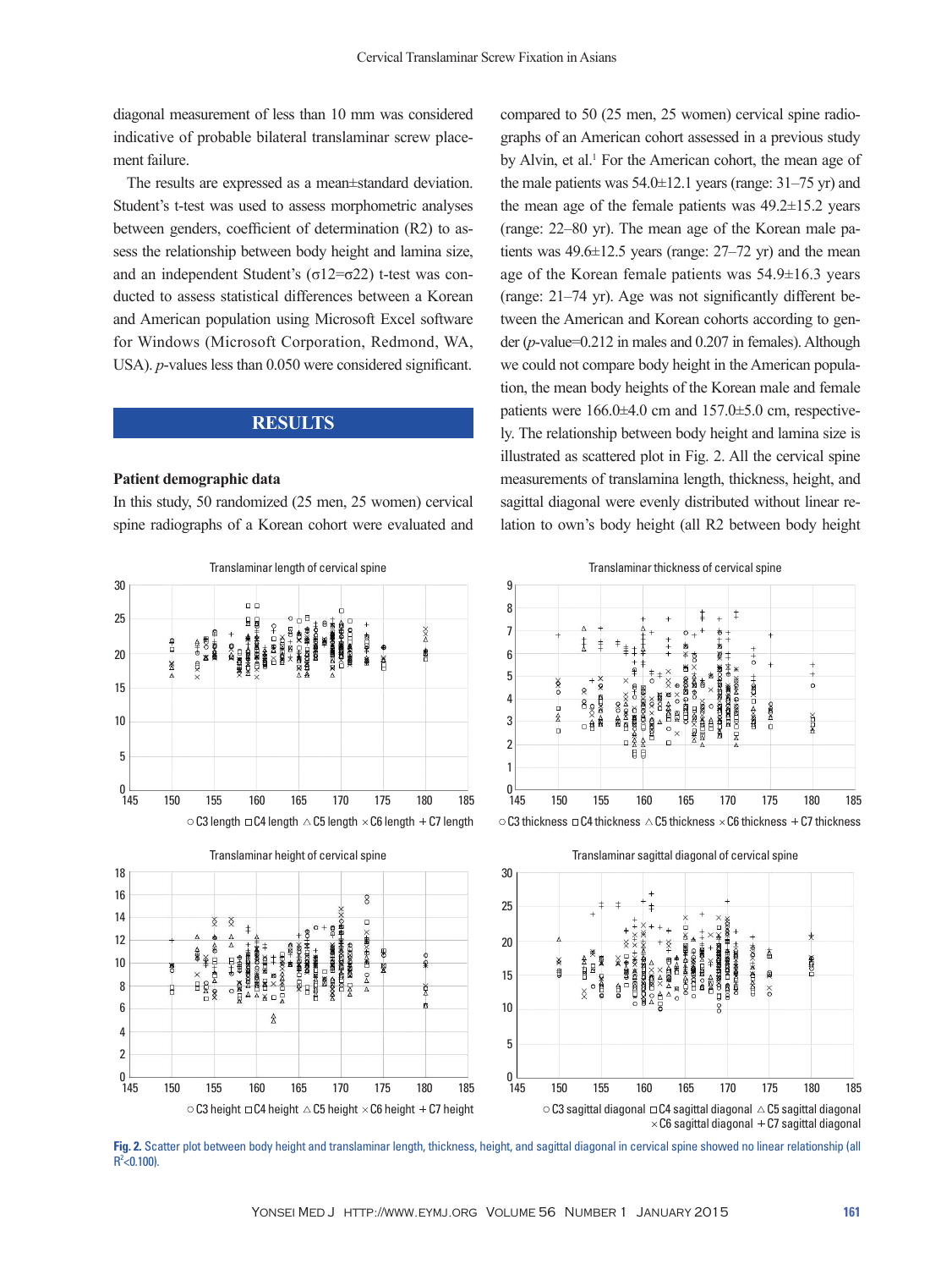diagonal measurement of less than 10 mm was considered indicative of probable bilateral translaminar screw placement failure.

The results are expressed as a mean±standard deviation. Student's t-test was used to assess morphometric analyses between genders, coefficient of determination (R2) to assess the relationship between body height and lamina size, and an independent Student's ($\sigma 12=\sigma 22$) t-test was conducted to assess statistical differences between a Korean and American population using Microsoft Excel software for Windows (Microsoft Corporation, Redmond, WA, USA). *p*-values less than 0.050 were considered significant.

## RESULTS

### Patient demographic data

In this study, 50 randomized (25 men, 25 women) cervical spine radiographs of a Korean cohort were evaluated and compared to 50 (25 men, 25 women) cervical spine radiographs of an American cohort assessed in a previous study by Alvin, et al.[1] For the American cohort, the mean age of the male patients was 54.0±12.1 years (range: 31–75 yr) and the mean age of the female patients was 49.2±15.2 years (range: 22–80 yr). The mean age of the Korean male patients was 49.6±12.5 years (range: 27–72 yr) and the mean age of the Korean female patients was 54.9±16.3 years (range: 21–74 yr). Age was not significantly different between the American and Korean cohorts according to gender (*p*-value=0.212 in males and 0.207 in females). Although we could not compare body height in the American population, the mean body heights of the Korean male and female patients were 166.0±4.0 cm and 157.0±5.0 cm, respectively. The relationship between body height and lamina size is illustrated as scattered plot in Fig. 2. All the cervical spine measurements of translamina length, thickness, height, and sagittal diagonal were evenly distributed without linear relation to own's body height (all R2 between body height

**Fig. 2.** Scatter plot between body height and translaminar length, thickness, height, and sagittal diagonal in cervical spine showed no linear relationship (all $R^2$<0.100).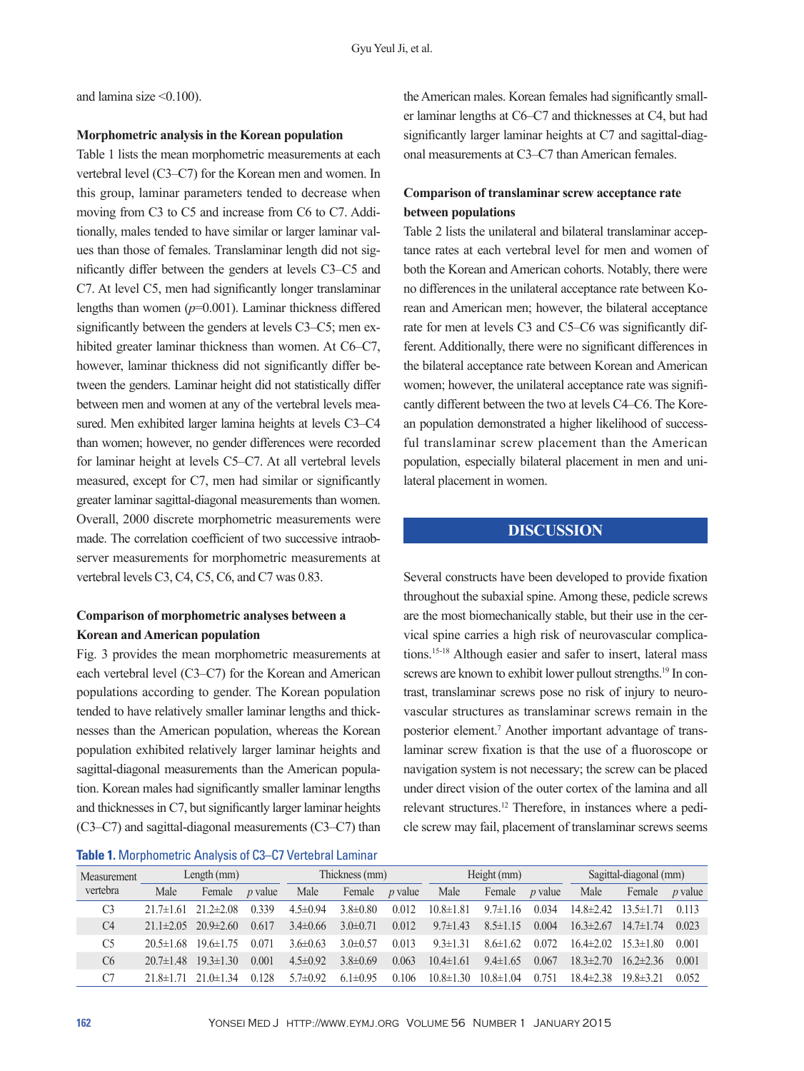and lamina size <0.100).

### Morphometric analysis in the Korean population

Table 1 lists the mean morphometric measurements at each vertebral level (C3–C7) for the Korean men and women. In this group, laminar parameters tended to decrease when moving from C3 to C5 and increase from C6 to C7. Additionally, males tended to have similar or larger laminar values than those of females. Translaminar length did not significantly differ between the genders at levels C3–C5 and C7. At level C5, men had significantly longer translaminar lengths than women ($p$=0.001). Laminar thickness differed significantly between the genders at levels C3–C5; men exhibited greater laminar thickness than women. At C6–C7, however, laminar thickness did not significantly differ between the genders. Laminar height did not statistically differ between men and women at any of the vertebral levels measured. Men exhibited larger lamina heights at levels C3–C4 than women; however, no gender differences were recorded for laminar height at levels C5–C7. At all vertebral levels measured, except for C7, men had similar or significantly greater laminar sagittal-diagonal measurements than women. Overall, 2000 discrete morphometric measurements were made. The correlation coefficient of two successive intraobserver measurements for morphometric measurements at vertebral levels C3, C4, C5, C6, and C7 was 0.83.

### Comparison of morphometric analyses between a Korean and American population

Fig. 3 provides the mean morphometric measurements at each vertebral level (C3–C7) for the Korean and American populations according to gender. The Korean population tended to have relatively smaller laminar lengths and thicknesses than the American population, whereas the Korean population exhibited relatively larger laminar heights and sagittal-diagonal measurements than the American population. Korean males had significantly smaller laminar lengths and thicknesses in C7, but significantly larger laminar heights (C3–C7) and sagittal-diagonal measurements (C3–C7) than the American males. Korean females had significantly smaller laminar lengths at C6–C7 and thicknesses at C4, but had significantly larger laminar heights at C7 and sagittal-diagonal measurements at C3–C7 than American females.

### Comparison of translaminar screw acceptance rate between populations

Table 2 lists the unilateral and bilateral translaminar acceptance rates at each vertebral level for men and women of both the Korean and American cohorts. Notably, there were no differences in the unilateral acceptance rate between Korean and American men; however, the bilateral acceptance rate for men at levels C3 and C5–C6 was significantly different. Additionally, there were no significant differences in the bilateral acceptance rate between Korean and American women; however, the unilateral acceptance rate was significantly different between the two at levels C4–C6. The Korean population demonstrated a higher likelihood of successful translaminar screw placement than the American population, especially bilateral placement in men and unilateral placement in women.

## DISCUSSION

Several constructs have been developed to provide fixation throughout the subaxial spine. Among these, pedicle screws are the most biomechanically stable, but their use in the cervical spine carries a high risk of neurovascular complications.[15-18] Although easier and safer to insert, lateral mass screws are known to exhibit lower pullout strengths.[19] In contrast, translaminar screws pose no risk of injury to neurovascular structures as translaminar screws remain in the posterior element.[7] Another important advantage of translaminar screw fixation is that the use of a fluoroscope or navigation system is not necessary; the screw can be placed under direct vision of the outer cortex of the lamina and all relevant structures.[12] Therefore, in instances where a pedicle screw may fail, placement of translaminar screws seems

**Table 1.** Morphometric Analysis of C3–C7 Vertebral Laminar

| Measurement vertebra | Length (mm) | | | Thickness (mm) | | | Height (mm) | | | Sagittal-diagonal (mm) | | |
|---|---|---|---|---|---|---|---|---|---|---|---|---|
| | Male | Female | $p$ value | Male | Female | $p$ value | Male | Female | $p$ value | Male | Female | $p$ value |
| C3 | 21.7±1.61 | 21.2±2.08 | 0.339 | 4.5±0.94 | 3.8±0.80 | 0.012 | 10.8±1.81 | 9.7±1.16 | 0.034 | 14.8±2.42 | 13.5±1.71 | 0.113 |
| C4 | 21.1±2.05 | 20.9±2.60 | 0.617 | 3.4±0.66 | 3.0±0.71 | 0.012 | 9.7±1.43 | 8.5±1.15 | 0.004 | 16.3±2.67 | 14.7±1.74 | 0.023 |
| C5 | 20.5±1.68 | 19.6±1.75 | 0.071 | 3.6±0.63 | 3.0±0.57 | 0.013 | 9.3±1.31 | 8.6±1.62 | 0.072 | 16.4±2.02 | 15.3±1.80 | 0.001 |
| C6 | 20.7±1.48 | 19.3±1.30 | 0.001 | 4.5±0.92 | 3.8±0.69 | 0.063 | 10.4±1.61 | 9.4±1.65 | 0.067 | 18.3±2.70 | 16.2±2.36 | 0.001 |
| C7 | 21.8±1.71 | 21.0±1.34 | 0.128 | 5.7±0.92 | 6.1±0.95 | 0.106 | 10.8±1.30 | 10.8±1.04 | 0.751 | 18.4±2.38 | 19.8±3.21 | 0.052 |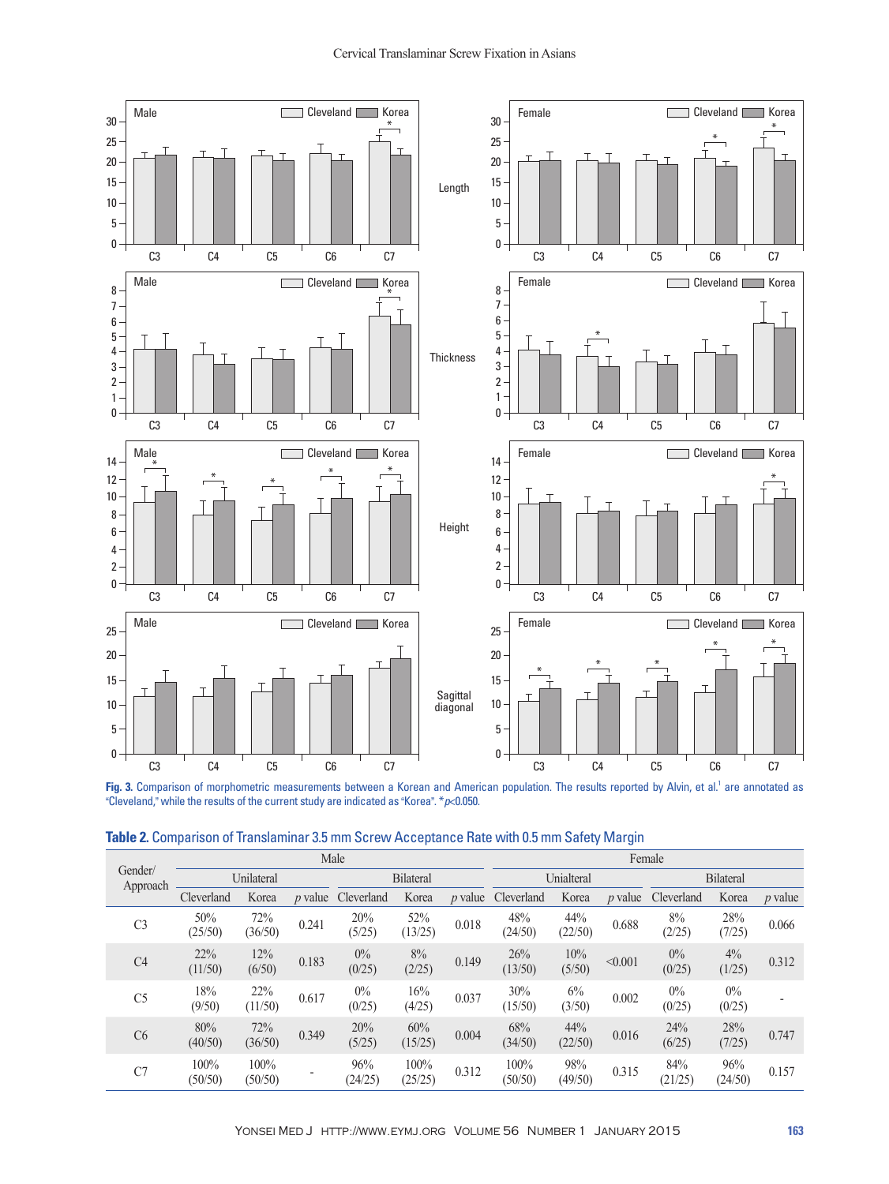Fig. 3. Comparison of morphometric measurements between a Korean and American population. The results reported by Alvin, et al.[1] are annotated as "Cleveland," while the results of the current study are indicated as "Korea". *$p$<0.050.

**Table 2.** Comparison of Translaminar 3.5 mm Screw Acceptance Rate with 0.5 mm Safety Margin

| Gender/ Approach | Male | | | | | | Female | | | | | |
|---|---|---|---|---|---|---|---|---|---|---|---|---|
| | Unilateral | | | Bilateral | | | Unialteral | | | Bilateral | | |
| | Clevreland | Korea | $p$ value | Cleverland | Korea | $p$ value | Cleverland | Korea | $p$ value | Cleverland | Korea | $p$ value |
| C3 | 50% (25/50) | 72% (36/50) | 0.241 | 20% (5/25) | 52% (13/25) | 0.018 | 48% (24/50) | 44% (22/50) | 0.688 | 8% (2/25) | 28% (7/25) | 0.066 |
| C4 | 22% (11/50) | 12% (6/50) | 0.183 | 0% (0/25) | 8% (2/25) | 0.149 | 26% (13/50) | 10% (5/50) | <0.001 | 0% (0/25) | 4% (1/25) | 0.312 |
| C5 | 18% (9/50) | 22% (11/50) | 0.617 | 0% (0/25) | 16% (4/25) | 0.037 | 30% (15/50) | 6% (3/50) | 0.002 | 0% (0/25) | 0% (0/25) | - |
| C6 | 80% (40/50) | 72% (36/50) | 0.349 | 20% (5/25) | 60% (15/25) | 0.004 | 68% (34/50) | 44% (22/50) | 0.016 | 24% (6/25) | 28% (7/25) | 0.747 |
| C7 | 100% (50/50) | 100% (50/50) | - | 96% (24/25) | 100% (25/25) | 0.312 | 100% (50/50) | 98% (49/50) | 0.315 | 84% (21/25) | 96% (24/50) | 0.157 |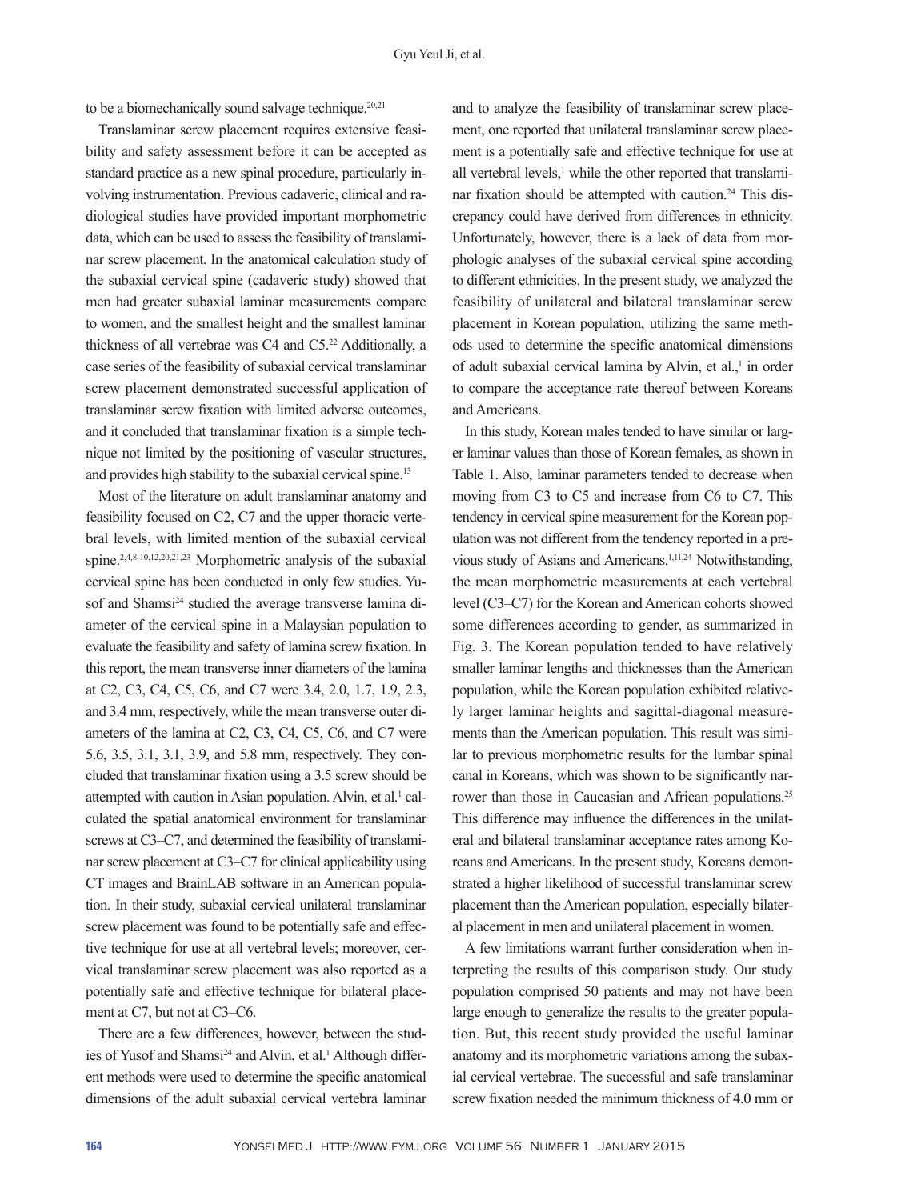to be a biomechanically sound salvage technique.[20,21]

Translaminar screw placement requires extensive feasibility and safety assessment before it can be accepted as standard practice as a new spinal procedure, particularly involving instrumentation. Previous cadaveric, clinical and radiological studies have provided important morphometric data, which can be used to assess the feasibility of translaminar screw placement. In the anatomical calculation study of the subaxial cervical spine (cadaveric study) showed that men had greater subaxial laminar measurements compare to women, and the smallest height and the smallest laminar thickness of all vertebrae was C4 and C5.[22] Additionally, a case series of the feasibility of subaxial cervical translaminar screw placement demonstrated successful application of translaminar screw fixation with limited adverse outcomes, and it concluded that translaminar fixation is a simple technique not limited by the positioning of vascular structures, and provides high stability to the subaxial cervical spine.[13]

Most of the literature on adult translaminar anatomy and feasibility focused on C2, C7 and the upper thoracic vertebral levels, with limited mention of the subaxial cervical spine.[2,4,8-10,12,20,21,23] Morphometric analysis of the subaxial cervical spine has been conducted in only few studies. Yusof and Shamsi[24] studied the average transverse lamina diameter of the cervical spine in a Malaysian population to evaluate the feasibility and safety of lamina screw fixation. In this report, the mean transverse inner diameters of the lamina at C2, C3, C4, C5, C6, and C7 were 3.4, 2.0, 1.7, 1.9, 2.3, and 3.4 mm, respectively, while the mean transverse outer diameters of the lamina at C2, C3, C4, C5, C6, and C7 were 5.6, 3.5, 3.1, 3.1, 3.9, and 5.8 mm, respectively. They concluded that translaminar fixation using a 3.5 screw should be attempted with caution in Asian population. Alvin, et al.[1] calculated the spatial anatomical environment for translaminar screws at C3–C7, and determined the feasibility of translaminar screw placement at C3–C7 for clinical applicability using CT images and BrainLAB software in an American population. In their study, subaxial cervical unilateral translaminar screw placement was found to be potentially safe and effective technique for use at all vertebral levels; moreover, cervical translaminar screw placement was also reported as a potentially safe and effective technique for bilateral placement at C7, but not at C3–C6.

There are a few differences, however, between the studies of Yusof and Shamsi[24] and Alvin, et al.[1] Although different methods were used to determine the specific anatomical dimensions of the adult subaxial cervical vertebra laminar and to analyze the feasibility of translaminar screw placement, one reported that unilateral translaminar screw placement is a potentially safe and effective technique for use at all vertebral levels,[1] while the other reported that translaminar fixation should be attempted with caution.[24] This discrepancy could have derived from differences in ethnicity. Unfortunately, however, there is a lack of data from morphologic analyses of the subaxial cervical spine according to different ethnicities. In the present study, we analyzed the feasibility of unilateral and bilateral translaminar screw placement in Korean population, utilizing the same methods used to determine the specific anatomical dimensions of adult subaxial cervical lamina by Alvin, et al.,[1] in order to compare the acceptance rate thereof between Koreans and Americans.

In this study, Korean males tended to have similar or larger laminar values than those of Korean females, as shown in Table 1. Also, laminar parameters tended to decrease when moving from C3 to C5 and increase from C6 to C7. This tendency in cervical spine measurement for the Korean population was not different from the tendency reported in a previous study of Asians and Americans.[1,11,24] Notwithstanding, the mean morphometric measurements at each vertebral level (C3–C7) for the Korean and American cohorts showed some differences according to gender, as summarized in Fig. 3. The Korean population tended to have relatively smaller laminar lengths and thicknesses than the American population, while the Korean population exhibited relatively larger laminar heights and sagittal-diagonal measurements than the American population. This result was similar to previous morphometric results for the lumbar spinal canal in Koreans, which was shown to be significantly narrower than those in Caucasian and African populations.[25] This difference may influence the differences in the unilateral and bilateral translaminar acceptance rates among Koreans and Americans. In the present study, Koreans demonstrated a higher likelihood of successful translaminar screw placement than the American population, especially bilateral placement in men and unilateral placement in women.

A few limitations warrant further consideration when interpreting the results of this comparison study. Our study population comprised 50 patients and may not have been large enough to generalize the results to the greater population. But, this recent study provided the useful laminar anatomy and its morphometric variations among the subaxial cervical vertebrae. The successful and safe translaminar screw fixation needed the minimum thickness of 4.0 mm or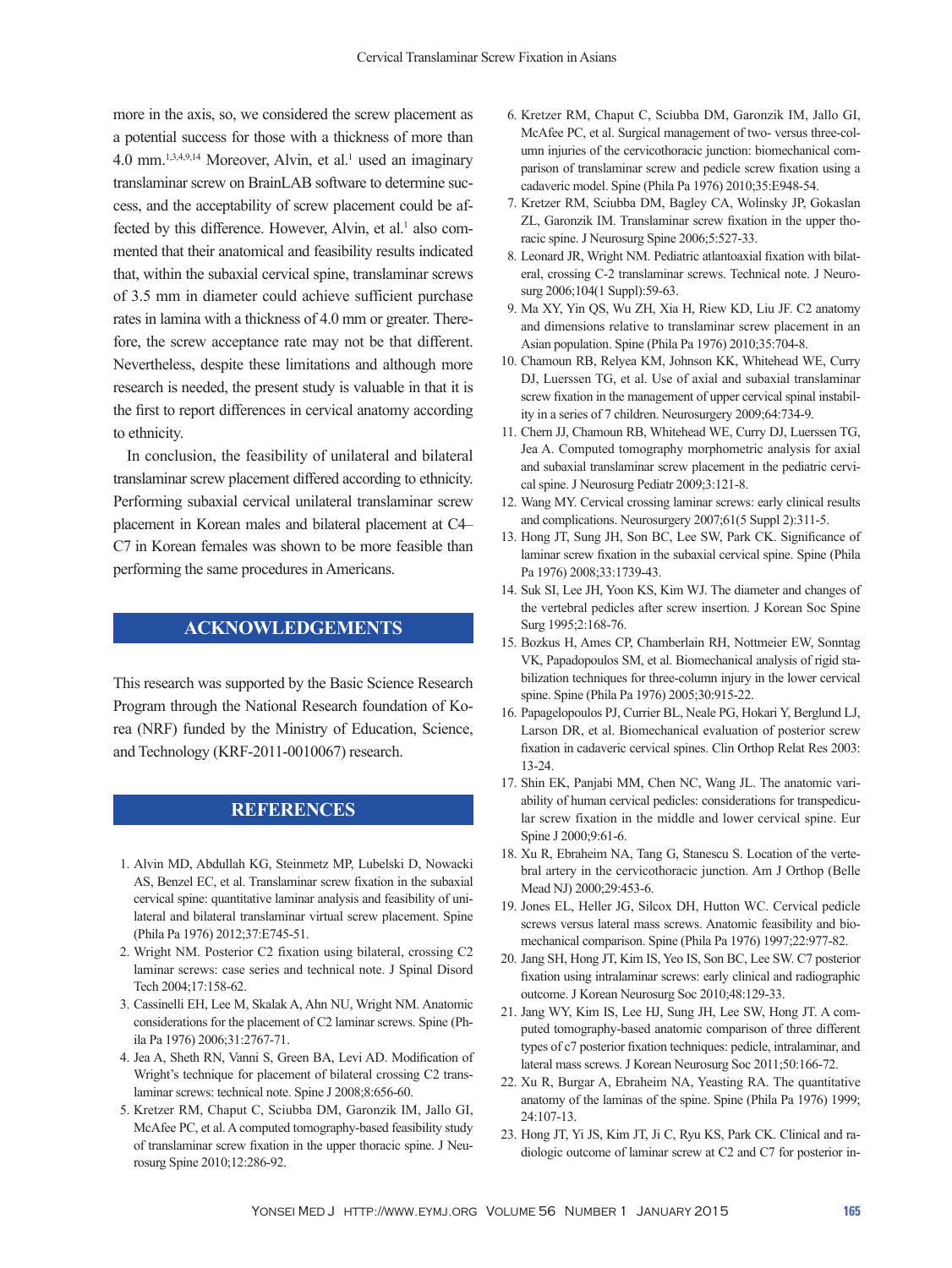more in the axis, so, we considered the screw placement as a potential success for those with a thickness of more than 4.0 mm.[1,3,4,9,14] Moreover, Alvin, et al.[1] used an imaginary translaminar screw on BrainLAB software to determine success, and the acceptability of screw placement could be affected by this difference. However, Alvin, et al.[1] also commented that their anatomical and feasibility results indicated that, within the subaxial cervical spine, translaminar screws of 3.5 mm in diameter could achieve sufficient purchase rates in lamina with a thickness of 4.0 mm or greater. Therefore, the screw acceptance rate may not be that different. Nevertheless, despite these limitations and although more research is needed, the present study is valuable in that it is the first to report differences in cervical anatomy according to ethnicity.

In conclusion, the feasibility of unilateral and bilateral translaminar screw placement differed according to ethnicity. Performing subaxial cervical unilateral translaminar screw placement in Korean males and bilateral placement at C4–C7 in Korean females was shown to be more feasible than performing the same procedures in Americans.

## ACKNOWLEDGEMENTS

This research was supported by the Basic Science Research Program through the National Research foundation of Korea (NRF) funded by the Ministry of Education, Science, and Technology (KRF-2011-0010067) research.

## REFERENCES

1. Alvin MD, Abdullah KG, Steinmetz MP, Lubelski D, Nowacki AS, Benzel EC, et al. Translaminar screw fixation in the subaxial cervical spine: quantitative laminar analysis and feasibility of unilateral and bilateral translaminar virtual screw placement. Spine (Phila Pa 1976) 2012;37:E745-51.
2. Wright NM. Posterior C2 fixation using bilateral, crossing C2 laminar screws: case series and technical note. J Spinal Disord Tech 2004;17:158-62.
3. Cassinelli EH, Lee M, Skalak A, Ahn NU, Wright NM. Anatomic considerations for the placement of C2 laminar screws. Spine (Phila Pa 1976) 2006;31:2767-71.
4. Jea A, Sheth RN, Vanni S, Green BA, Levi AD. Modification of Wright's technique for placement of bilateral crossing C2 translaminar screws: technical note. Spine J 2008;8:656-60.
5. Kretzer RM, Chaput C, Sciubba DM, Garonzik IM, Jallo GI, McAfee PC, et al. A computed tomography-based feasibility study of translaminar screw fixation in the upper thoracic spine. J Neurosurg Spine 2010;12:286-92.
6. Kretzer RM, Chaput C, Sciubba DM, Garonzik IM, Jallo GI, McAfee PC, et al. Surgical management of two- versus three-column injuries of the cervicothoracic junction: biomechanical comparison of translaminar screw and pedicle screw fixation using a cadaveric model. Spine (Phila Pa 1976) 2010;35:E948-54.
7. Kretzer RM, Sciubba DM, Bagley CA, Wolinsky JP, Gokaslan ZL, Garonzik IM. Translaminar screw fixation in the upper thoracic spine. J Neurosurg Spine 2006;5:527-33.
8. Leonard JR, Wright NM. Pediatric atlantoaxial fixation with bilateral, crossing C-2 translaminar screws. Technical note. J Neurosurg 2006;104(1 Suppl):59-63.
9. Ma XY, Yin QS, Wu ZH, Xia H, Riew KD, Liu JF. C2 anatomy and dimensions relative to translaminar screw placement in an Asian population. Spine (Phila Pa 1976) 2010;35:704-8.
10. Chamoun RB, Relyea KM, Johnson KK, Whitehead WE, Curry DJ, Luerssen TG, et al. Use of axial and subaxial translaminar screw fixation in the management of upper cervical spinal instability in a series of 7 children. Neurosurgery 2009;64:734-9.
11. Chern JJ, Chamoun RB, Whitehead WE, Curry DJ, Luerssen TG, Jea A. Computed tomography morphometric analysis for axial and subaxial translaminar screw placement in the pediatric cervical spine. J Neurosurg Pediatr 2009;3:121-8.
12. Wang MY. Cervical crossing laminar screws: early clinical results and complications. Neurosurgery 2007;61(5 Suppl 2):311-5.
13. Hong JT, Sung JH, Son BC, Lee SW, Park CK. Significance of laminar screw fixation in the subaxial cervical spine. Spine (Phila Pa 1976) 2008;33:1739-43.
14. Suk SI, Lee JH, Yoon KS, Kim WJ. The diameter and changes of the vertebral pedicles after screw insertion. J Korean Soc Spine Surg 1995;2:168-76.
15. Bozkus H, Ames CP, Chamberlain RH, Nottmeier EW, Sonntag VK, Papadopoulos SM, et al. Biomechanical analysis of rigid stabilization techniques for three-column injury in the lower cervical spine. Spine (Phila Pa 1976) 2005;30:915-22.
16. Papagelopoulos PJ, Currier BL, Neale PG, Hokari Y, Berglund LJ, Larson DR, et al. Biomechanical evaluation of posterior screw fixation in cadaveric cervical spines. Clin Orthop Relat Res 2003:13-24.
17. Shin EK, Panjabi MM, Chen NC, Wang JL. The anatomic variability of human cervical pedicles: considerations for transpedicular screw fixation in the middle and lower cervical spine. Eur Spine J 2000;9:61-6.
18. Xu R, Ebraheim NA, Tang G, Stanescu S. Location of the vertebral artery in the cervicothoracic junction. Am J Orthop (Belle Mead NJ) 2000;29:453-6.
19. Jones EL, Heller JG, Silcox DH, Hutton WC. Cervical pedicle screws versus lateral mass screws. Anatomic feasibility and biomechanical comparison. Spine (Phila Pa 1976) 1997;22:977-82.
20. Jang SH, Hong JT, Kim IS, Yeo IS, Son BC, Lee SW. C7 posterior fixation using intralaminar screws: early clinical and radiographic outcome. J Korean Neurosurg Soc 2010;48:129-33.
21. Jang WY, Kim IS, Lee HJ, Sung JH, Lee SW, Hong JT. A computed tomography-based anatomic comparison of three different types of c7 posterior fixation techniques: pedicle, intralaminar, and lateral mass screws. J Korean Neurosurg Soc 2011;50:166-72.
22. Xu R, Burgar A, Ebraheim NA, Yeasting RA. The quantitative anatomy of the laminas of the spine. Spine (Phila Pa 1976) 1999;24:107-13.
23. Hong JT, Yi JS, Kim JT, Ji C, Ryu KS, Park CK. Clinical and radiologic outcome of laminar screw at C2 and C7 for posterior in-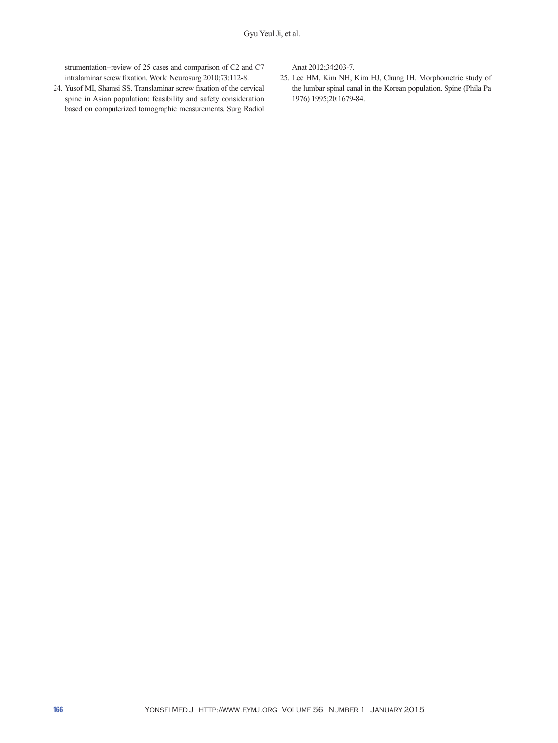strumentation--review of 25 cases and comparison of C2 and C7 intralaminar screw fixation. World Neurosurg 2010;73:112-8.

24. Yusof MI, Shamsi SS. Translaminar screw fixation of the cervical spine in Asian population: feasibility and safety consideration based on computerized tomographic measurements. Surg Radiol Anat 2012;34:203-7.

25. Lee HM, Kim NH, Kim HJ, Chung IH. Morphometric study of the lumbar spinal canal in the Korean population. Spine (Phila Pa 1976) 1995;20:1679-84.